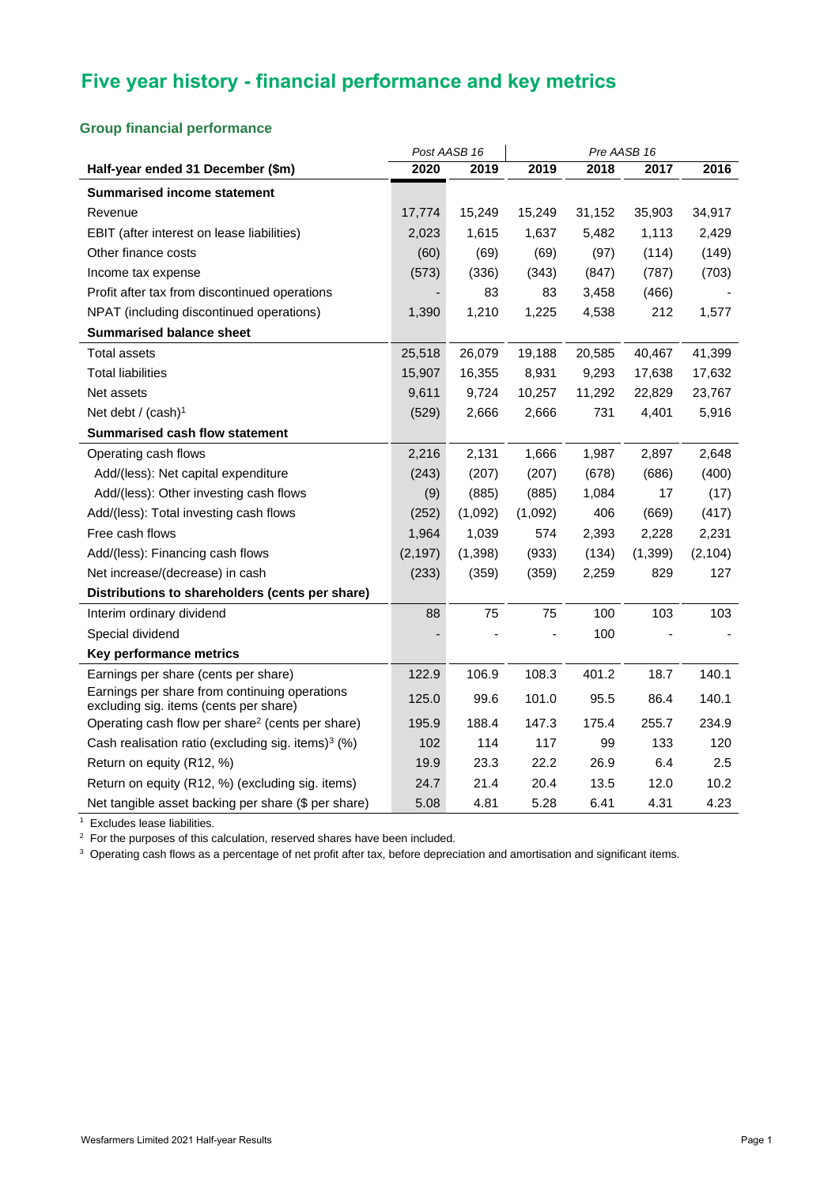# Five year history - financial performance and key metrics

## Group financial performance

| | Post AASB 16 | | Pre AASB 16 | | | |
|---|---|---|---|---|---|---|
| **Half-year ended 31 December ($m)** | **2020** | **2019** | **2019** | **2018** | **2017** | **2016** |
| **Summarised income statement** | | | | | | |
| Revenue | 17,774 | 15,249 | 15,249 | 31,152 | 35,903 | 34,917 |
| EBIT (after interest on lease liabilities) | 2,023 | 1,615 | 1,637 | 5,482 | 1,113 | 2,429 |
| Other finance costs | (60) | (69) | (69) | (97) | (114) | (149) |
| Income tax expense | (573) | (336) | (343) | (847) | (787) | (703) |
| Profit after tax from discontinued operations | - | 83 | 83 | 3,458 | (466) | - |
| NPAT (including discontinued operations) | 1,390 | 1,210 | 1,225 | 4,538 | 212 | 1,577 |
| **Summarised balance sheet** | | | | | | |
| Total assets | 25,518 | 26,079 | 19,188 | 20,585 | 40,467 | 41,399 |
| Total liabilities | 15,907 | 16,355 | 8,931 | 9,293 | 17,638 | 17,632 |
| Net assets | 9,611 | 9,724 | 10,257 | 11,292 | 22,829 | 23,767 |
| Net debt / (cash)[1] | (529) | 2,666 | 2,666 | 731 | 4,401 | 5,916 |
| **Summarised cash flow statement** | | | | | | |
| Operating cash flows | 2,216 | 2,131 | 1,666 | 1,987 | 2,897 | 2,648 |
| Add/(less): Net capital expenditure | (243) | (207) | (207) | (678) | (686) | (400) |
| Add/(less): Other investing cash flows | (9) | (885) | (885) | 1,084 | 17 | (17) |
| Add/(less): Total investing cash flows | (252) | (1,092) | (1,092) | 406 | (669) | (417) |
| Free cash flows | 1,964 | 1,039 | 574 | 2,393 | 2,228 | 2,231 |
| Add/(less): Financing cash flows | (2,197) | (1,398) | (933) | (134) | (1,399) | (2,104) |
| Net increase/(decrease) in cash | (233) | (359) | (359) | 2,259 | 829 | 127 |
| **Distributions to shareholders (cents per share)** | | | | | | |
| Interim ordinary dividend | 88 | 75 | 75 | 100 | 103 | 103 |
| Special dividend | - | - | - | 100 | - | - |
| **Key performance metrics** | | | | | | |
| Earnings per share (cents per share) | 122.9 | 106.9 | 108.3 | 401.2 | 18.7 | 140.1 |
| Earnings per share from continuing operations excluding sig. items (cents per share) | 125.0 | 99.6 | 101.0 | 95.5 | 86.4 | 140.1 |
| Operating cash flow per share[2] (cents per share) | 195.9 | 188.4 | 147.3 | 175.4 | 255.7 | 234.9 |
| Cash realisation ratio (excluding sig. items)[3] (%) | 102 | 114 | 117 | 99 | 133 | 120 |
| Return on equity (R12, %) | 19.9 | 23.3 | 22.2 | 26.9 | 6.4 | 2.5 |
| Return on equity (R12, %) (excluding sig. items) | 24.7 | 21.4 | 20.4 | 13.5 | 12.0 | 10.2 |
| Net tangible asset backing per share ($ per share) | 5.08 | 4.81 | 5.28 | 6.41 | 4.31 | 4.23 |

[1] Excludes lease liabilities.

[2] For the purposes of this calculation, reserved shares have been included.

[3] Operating cash flows as a percentage of net profit after tax, before depreciation and amortisation and significant items.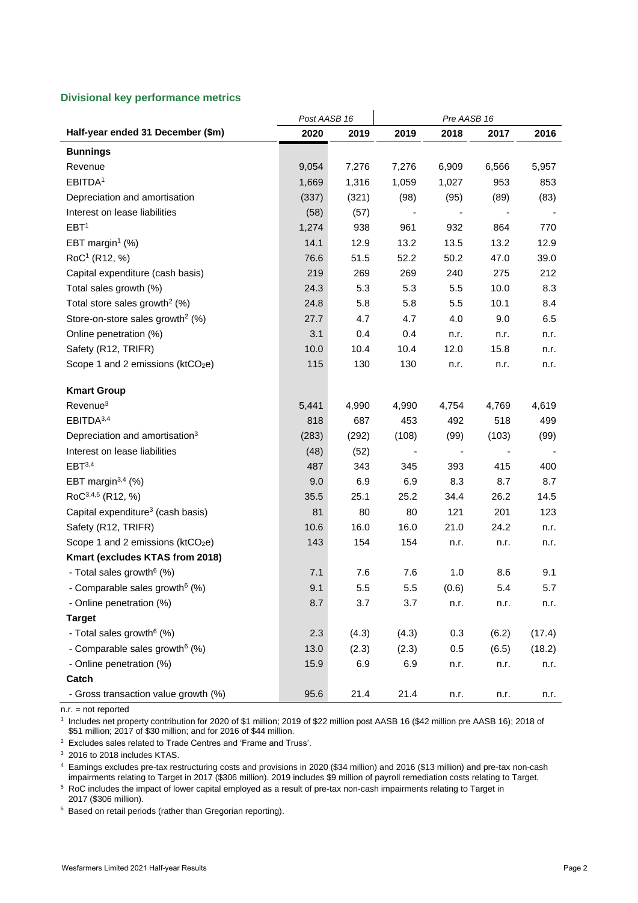## Divisional key performance metrics

| | Post AASB 16 | | Pre AASB 16 | | | |
|---|---|---|---|---|---|---|
| **Half-year ended 31 December ($m)** | **2020** | **2019** | **2019** | **2018** | **2017** | **2016** |
| **Bunnings** | | | | | | |
| Revenue | 9,054 | 7,276 | 7,276 | 6,909 | 6,566 | 5,957 |
| EBITDA[1] | 1,669 | 1,316 | 1,059 | 1,027 | 953 | 853 |
| Depreciation and amortisation | (337) | (321) | (98) | (95) | (89) | (83) |
| Interest on lease liabilities | (58) | (57) | - | - | - | - |
| EBT[1] | 1,274 | 938 | 961 | 932 | 864 | 770 |
| EBT margin[1] (%) | 14.1 | 12.9 | 13.2 | 13.5 | 13.2 | 12.9 |
| RoC[1] (R12, %) | 76.6 | 51.5 | 52.2 | 50.2 | 47.0 | 39.0 |
| Capital expenditure (cash basis) | 219 | 269 | 269 | 240 | 275 | 212 |
| Total sales growth (%) | 24.3 | 5.3 | 5.3 | 5.5 | 10.0 | 8.3 |
| Total store sales growth[2] (%) | 24.8 | 5.8 | 5.8 | 5.5 | 10.1 | 8.4 |
| Store-on-store sales growth[2] (%) | 27.7 | 4.7 | 4.7 | 4.0 | 9.0 | 6.5 |
| Online penetration (%) | 3.1 | 0.4 | 0.4 | n.r. | n.r. | n.r. |
| Safety (R12, TRIFR) | 10.0 | 10.4 | 10.4 | 12.0 | 15.8 | n.r. |
| Scope 1 and 2 emissions (kt$CO_2$e) | 115 | 130 | 130 | n.r. | n.r. | n.r. |
| **Kmart Group** | | | | | | |
| Revenue[3] | 5,441 | 4,990 | 4,990 | 4,754 | 4,769 | 4,619 |
| EBITDA[3,4] | 818 | 687 | 453 | 492 | 518 | 499 |
| Depreciation and amortisation[3] | (283) | (292) | (108) | (99) | (103) | (99) |
| Interest on lease liabilities | (48) | (52) | - | - | - | - |
| EBT[3,4] | 487 | 343 | 345 | 393 | 415 | 400 |
| EBT margin[3,4] (%) | 9.0 | 6.9 | 6.9 | 8.3 | 8.7 | 8.7 |
| RoC[3,4,5] (R12, %) | 35.5 | 25.1 | 25.2 | 34.4 | 26.2 | 14.5 |
| Capital expenditure[3] (cash basis) | 81 | 80 | 80 | 121 | 201 | 123 |
| Safety (R12, TRIFR) | 10.6 | 16.0 | 16.0 | 21.0 | 24.2 | n.r. |
| Scope 1 and 2 emissions (kt$CO_2$e) | 143 | 154 | 154 | n.r. | n.r. | n.r. |
| **Kmart (excludes KTAS from 2018)** | | | | | | |
| - Total sales growth[6] (%) | 7.1 | 7.6 | 7.6 | 1.0 | 8.6 | 9.1 |
| - Comparable sales growth[6] (%) | 9.1 | 5.5 | 5.5 | (0.6) | 5.4 | 5.7 |
| - Online penetration (%) | 8.7 | 3.7 | 3.7 | n.r. | n.r. | n.r. |
| **Target** | | | | | | |
| - Total sales growth[6] (%) | 2.3 | (4.3) | (4.3) | 0.3 | (6.2) | (17.4) |
| - Comparable sales growth[6] (%) | 13.0 | (2.3) | (2.3) | 0.5 | (6.5) | (18.2) |
| - Online penetration (%) | 15.9 | 6.9 | 6.9 | n.r. | n.r. | n.r. |
| **Catch** | | | | | | |
| - Gross transaction value growth (%) | 95.6 | 21.4 | 21.4 | n.r. | n.r. | n.r. |

n.r. = not reported

[1] Includes net property contribution for 2020 of $1 million; 2019 of $22 million post AASB 16 ($42 million pre AASB 16); 2018 of $51 million; 2017 of $30 million; and for 2016 of $44 million.

[2] Excludes sales related to Trade Centres and 'Frame and Truss'.

[3] 2016 to 2018 includes KTAS.

[4] Earnings excludes pre-tax restructuring costs and provisions in 2020 ($34 million) and 2016 ($13 million) and pre-tax non-cash impairments relating to Target in 2017 ($306 million). 2019 includes $9 million of payroll remediation costs relating to Target.

[5] RoC includes the impact of lower capital employed as a result of pre-tax non-cash impairments relating to Target in 2017 ($306 million).

[6] Based on retail periods (rather than Gregorian reporting).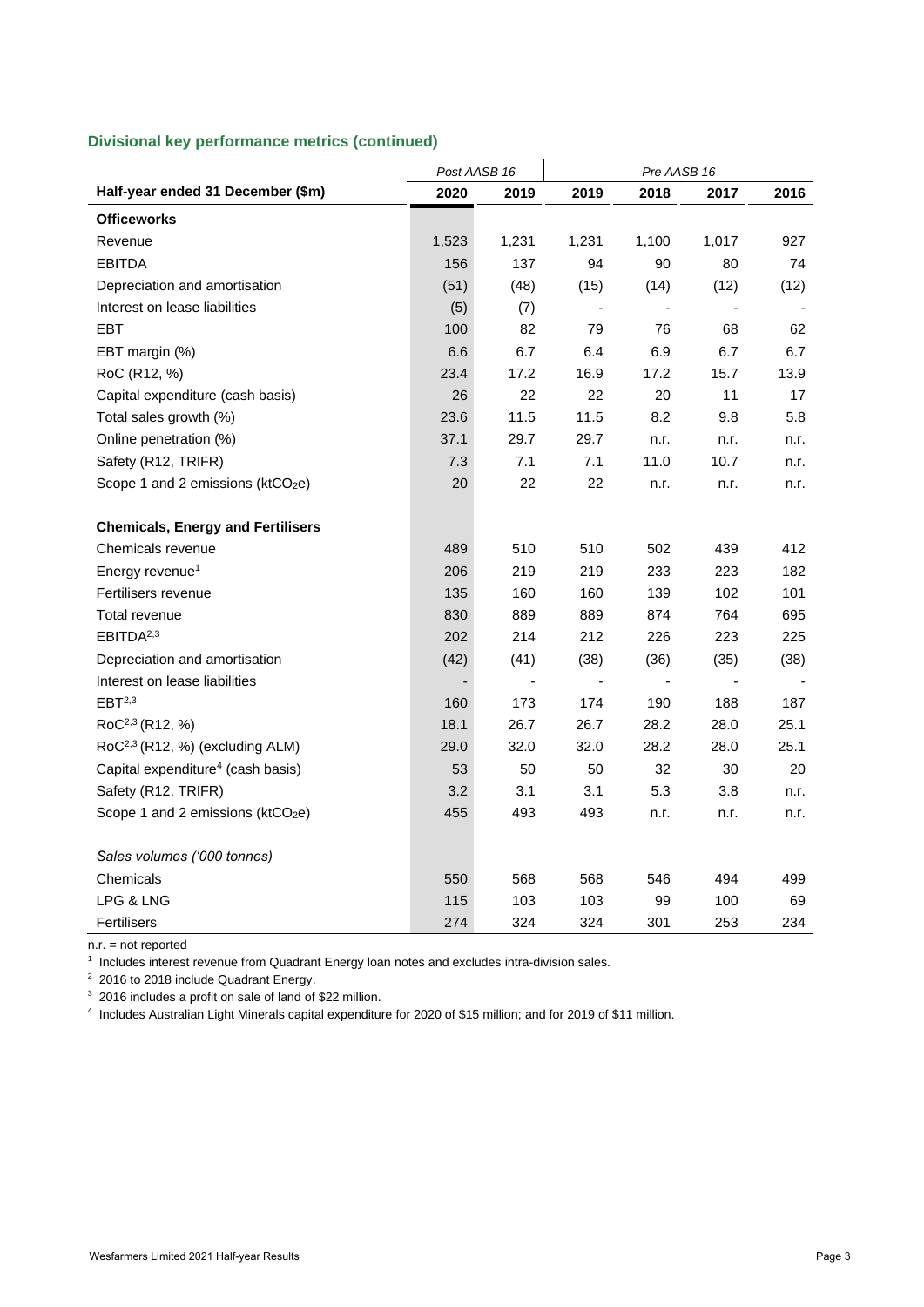### Divisional key performance metrics (continued)

| | *Post AASB 16* | | *Pre AASB 16* | | | |
|---|---|---|---|---|---|---|
| **Half-year ended 31 December ($m)** | **2020** | **2019** | **2019** | **2018** | **2017** | **2016** |
| **Officeworks** | | | | | | |
| Revenue | 1,523 | 1,231 | 1,231 | 1,100 | 1,017 | 927 |
| EBITDA | 156 | 137 | 94 | 90 | 80 | 74 |
| Depreciation and amortisation | (51) | (48) | (15) | (14) | (12) | (12) |
| Interest on lease liabilities | (5) | (7) | - | - | - | - |
| EBT | 100 | 82 | 79 | 76 | 68 | 62 |
| EBT margin (%) | 6.6 | 6.7 | 6.4 | 6.9 | 6.7 | 6.7 |
| RoC (R12, %) | 23.4 | 17.2 | 16.9 | 17.2 | 15.7 | 13.9 |
| Capital expenditure (cash basis) | 26 | 22 | 22 | 20 | 11 | 17 |
| Total sales growth (%) | 23.6 | 11.5 | 11.5 | 8.2 | 9.8 | 5.8 |
| Online penetration (%) | 37.1 | 29.7 | 29.7 | n.r. | n.r. | n.r. |
| Safety (R12, TRIFR) | 7.3 | 7.1 | 7.1 | 11.0 | 10.7 | n.r. |
| Scope 1 and 2 emissions (kt$CO_2$e) | 20 | 22 | 22 | n.r. | n.r. | n.r. |
| | | | | | | |
| **Chemicals, Energy and Fertilisers** | | | | | | |
| Chemicals revenue | 489 | 510 | 510 | 502 | 439 | 412 |
| Energy revenue[1] | 206 | 219 | 219 | 233 | 223 | 182 |
| Fertilisers revenue | 135 | 160 | 160 | 139 | 102 | 101 |
| Total revenue | 830 | 889 | 889 | 874 | 764 | 695 |
| EBITDA[2,3] | 202 | 214 | 212 | 226 | 223 | 225 |
| Depreciation and amortisation | (42) | (41) | (38) | (36) | (35) | (38) |
| Interest on lease liabilities | - | - | - | - | - | - |
| EBT[2,3] | 160 | 173 | 174 | 190 | 188 | 187 |
| RoC[2,3] (R12, %) | 18.1 | 26.7 | 26.7 | 28.2 | 28.0 | 25.1 |
| RoC[2,3] (R12, %) (excluding ALM) | 29.0 | 32.0 | 32.0 | 28.2 | 28.0 | 25.1 |
| Capital expenditure[4] (cash basis) | 53 | 50 | 50 | 32 | 30 | 20 |
| Safety (R12, TRIFR) | 3.2 | 3.1 | 3.1 | 5.3 | 3.8 | n.r. |
| Scope 1 and 2 emissions (kt$CO_2$e) | 455 | 493 | 493 | n.r. | n.r. | n.r. |
| | | | | | | |
| *Sales volumes ('000 tonnes)* | | | | | | |
| Chemicals | 550 | 568 | 568 | 546 | 494 | 499 |
| LPG & LNG | 115 | 103 | 103 | 99 | 100 | 69 |
| Fertilisers | 274 | 324 | 324 | 301 | 253 | 234 |

n.r. = not reported

[1] Includes interest revenue from Quadrant Energy loan notes and excludes intra-division sales.

[2] 2016 to 2018 include Quadrant Energy.

[3] 2016 includes a profit on sale of land of $22 million.

[4] Includes Australian Light Minerals capital expenditure for 2020 of $15 million; and for 2019 of $11 million.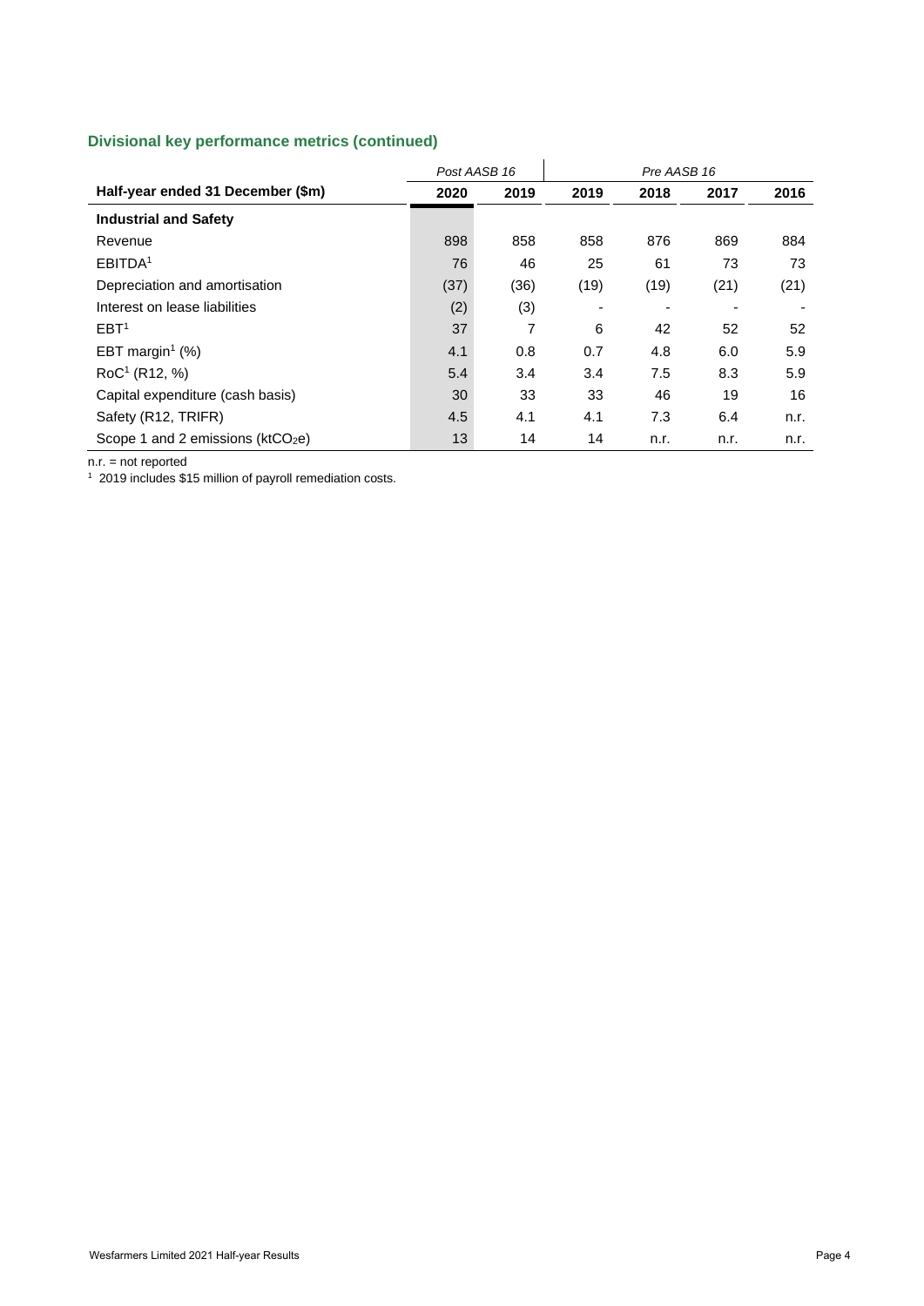### Divisional key performance metrics (continued)

| | *Post AASB 16* | | *Pre AASB 16* | | | |
|---|---|---|---|---|---|---|
| **Half-year ended 31 December ($m)** | **2020** | **2019** | **2019** | **2018** | **2017** | **2016** |
| **Industrial and Safety** | | | | | | |
| Revenue | 898 | 858 | 858 | 876 | 869 | 884 |
| EBITDA[1] | 76 | 46 | 25 | 61 | 73 | 73 |
| Depreciation and amortisation | (37) | (36) | (19) | (19) | (21) | (21) |
| Interest on lease liabilities | (2) | (3) | - | - | - | - |
| EBT[1] | 37 | 7 | 6 | 42 | 52 | 52 |
| EBT margin[1] (%) | 4.1 | 0.8 | 0.7 | 4.8 | 6.0 | 5.9 |
| RoC[1] (R12, %) | 5.4 | 3.4 | 3.4 | 7.5 | 8.3 | 5.9 |
| Capital expenditure (cash basis) | 30 | 33 | 33 | 46 | 19 | 16 |
| Safety (R12, TRIFR) | 4.5 | 4.1 | 4.1 | 7.3 | 6.4 | n.r. |
| Scope 1 and 2 emissions (kt$CO_2$e) | 13 | 14 | 14 | n.r. | n.r. | n.r. |

n.r. = not reported

[1] 2019 includes $15 million of payroll remediation costs.